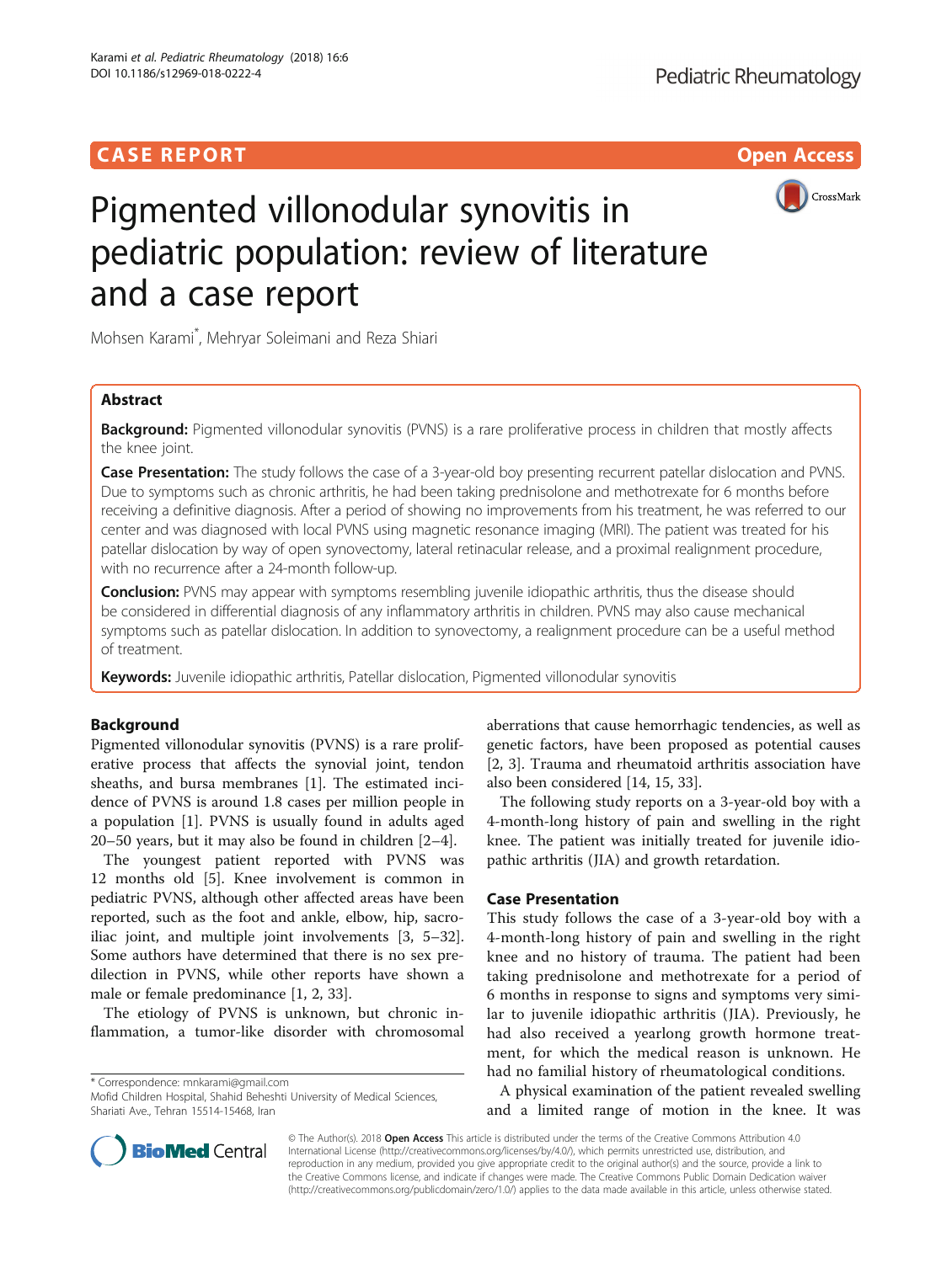CASE REPORT

Open Access

# Pigmented villonodular synovitis in pediatric population: review of literature and a case report

Mohsen Karami*, Mehryar Soleimani and Reza Shiari

## Abstract

**Background:** Pigmented villonodular synovitis (PVNS) is a rare proliferative process in children that mostly affects the knee joint.

**Case Presentation:** The study follows the case of a 3-year-old boy presenting recurrent patellar dislocation and PVNS. Due to symptoms such as chronic arthritis, he had been taking prednisolone and methotrexate for 6 months before receiving a definitive diagnosis. After a period of showing no improvements from his treatment, he was referred to our center and was diagnosed with local PVNS using magnetic resonance imaging (MRI). The patient was treated for his patellar dislocation by way of open synovectomy, lateral retinacular release, and a proximal realignment procedure, with no recurrence after a 24-month follow-up.

**Conclusion:** PVNS may appear with symptoms resembling juvenile idiopathic arthritis, thus the disease should be considered in differential diagnosis of any inflammatory arthritis in children. PVNS may also cause mechanical symptoms such as patellar dislocation. In addition to synovectomy, a realignment procedure can be a useful method of treatment.

**Keywords:** Juvenile idiopathic arthritis, Patellar dislocation, Pigmented villonodular synovitis

## Background

Pigmented villonodular synovitis (PVNS) is a rare proliferative process that affects the synovial joint, tendon sheaths, and bursa membranes [1]. The estimated incidence of PVNS is around 1.8 cases per million people in a population [1]. PVNS is usually found in adults aged 20–50 years, but it may also be found in children [2–4].

The youngest patient reported with PVNS was 12 months old [5]. Knee involvement is common in pediatric PVNS, although other affected areas have been reported, such as the foot and ankle, elbow, hip, sacroiliac joint, and multiple joint involvements [3, 5–32]. Some authors have determined that there is no sex predilection in PVNS, while other reports have shown a male or female predominance [1, 2, 33].

The etiology of PVNS is unknown, but chronic inflammation, a tumor-like disorder with chromosomal aberrations that cause hemorrhagic tendencies, as well as genetic factors, have been proposed as potential causes [2, 3]. Trauma and rheumatoid arthritis association have also been considered [14, 15, 33].

The following study reports on a 3-year-old boy with a 4-month-long history of pain and swelling in the right knee. The patient was initially treated for juvenile idiopathic arthritis (JIA) and growth retardation.

## Case Presentation

This study follows the case of a 3-year-old boy with a 4-month-long history of pain and swelling in the right knee and no history of trauma. The patient had been taking prednisolone and methotrexate for a period of 6 months in response to signs and symptoms very similar to juvenile idiopathic arthritis (JIA). Previously, he had also received a yearlong growth hormone treatment, for which the medical reason is unknown. He had no familial history of rheumatological conditions.

A physical examination of the patient revealed swelling and a limited range of motion in the knee. It was

* Correspondence: mnkarami@gmail.com
Mofid Children Hospital, Shahid Beheshti University of Medical Sciences, Shariati Ave., Tehran 15514-15468, Iran

© The Author(s). 2018 **Open Access** This article is distributed under the terms of the Creative Commons Attribution 4.0 International License (http://creativecommons.org/licenses/by/4.0/), which permits unrestricted use, distribution, and reproduction in any medium, provided you give appropriate credit to the original author(s) and the source, provide a link to the Creative Commons license, and indicate if changes were made. The Creative Commons Public Domain Dedication waiver (http://creativecommons.org/publicdomain/zero/1.0/) applies to the data made available in this article, unless otherwise stated.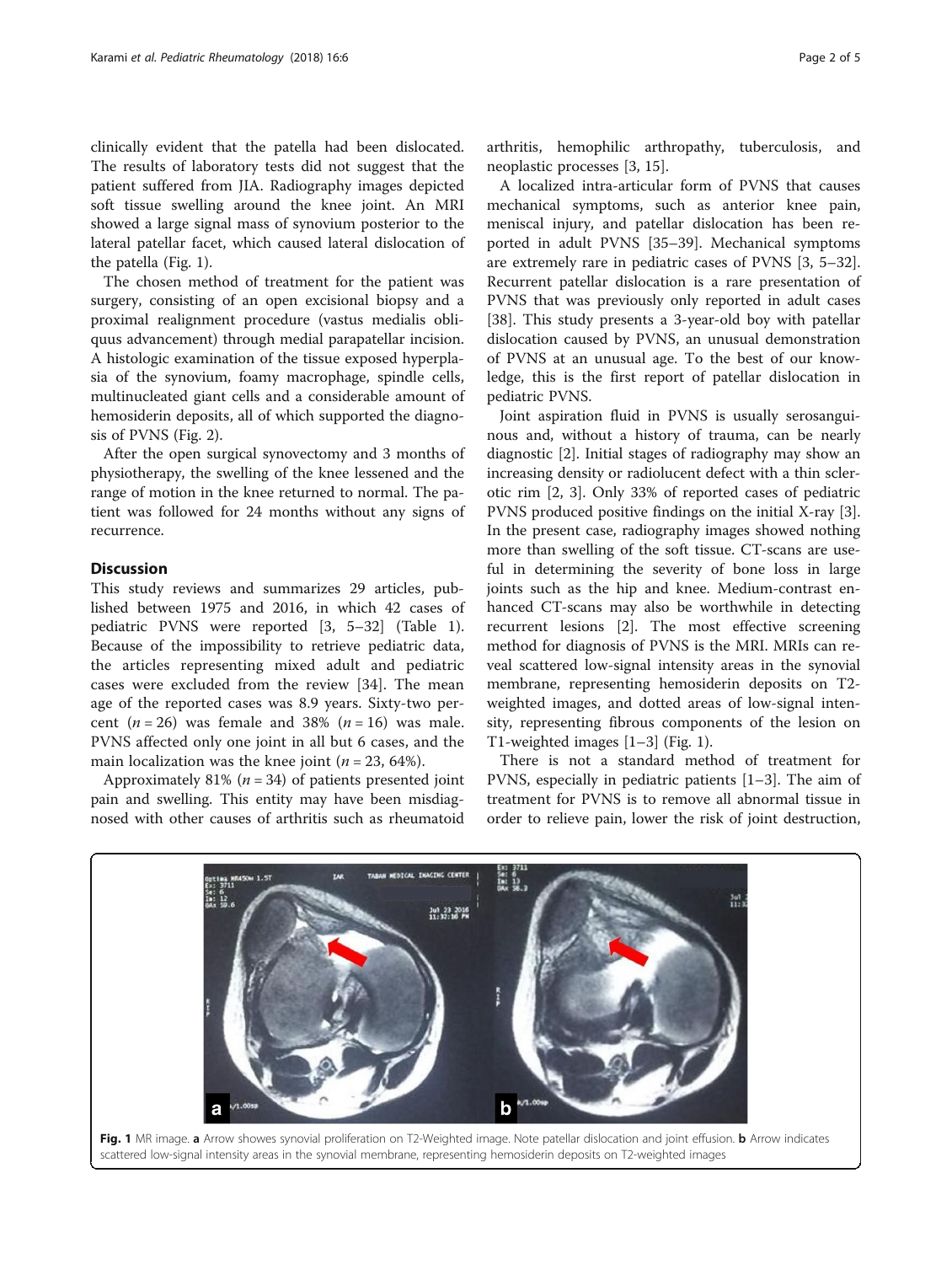clinically evident that the patella had been dislocated. The results of laboratory tests did not suggest that the patient suffered from JIA. Radiography images depicted soft tissue swelling around the knee joint. An MRI showed a large signal mass of synovium posterior to the lateral patellar facet, which caused lateral dislocation of the patella (Fig. 1).

The chosen method of treatment for the patient was surgery, consisting of an open excisional biopsy and a proximal realignment procedure (vastus medialis obliquus advancement) through medial parapatellar incision. A histologic examination of the tissue exposed hyperplasia of the synovium, foamy macrophage, spindle cells, multinucleated giant cells and a considerable amount of hemosiderin deposits, all of which supported the diagnosis of PVNS (Fig. 2).

After the open surgical synovectomy and 3 months of physiotherapy, the swelling of the knee lessened and the range of motion in the knee returned to normal. The patient was followed for 24 months without any signs of recurrence.

## Discussion

This study reviews and summarizes 29 articles, published between 1975 and 2016, in which 42 cases of pediatric PVNS were reported [3, 5–32] (Table 1). Because of the impossibility to retrieve pediatric data, the articles representing mixed adult and pediatric cases were excluded from the review [34]. The mean age of the reported cases was 8.9 years. Sixty-two percent ($n = 26$) was female and 38% ($n = 16$) was male. PVNS affected only one joint in all but 6 cases, and the main localization was the knee joint ($n = 23$, 64%).

Approximately 81% ($n = 34$) of patients presented joint pain and swelling. This entity may have been misdiagnosed with other causes of arthritis such as rheumatoid arthritis, hemophilic arthropathy, tuberculosis, and neoplastic processes [3, 15].

A localized intra-articular form of PVNS that causes mechanical symptoms, such as anterior knee pain, meniscal injury, and patellar dislocation has been reported in adult PVNS [35–39]. Mechanical symptoms are extremely rare in pediatric cases of PVNS [3, 5–32]. Recurrent patellar dislocation is a rare presentation of PVNS that was previously only reported in adult cases [38]. This study presents a 3-year-old boy with patellar dislocation caused by PVNS, an unusual demonstration of PVNS at an unusual age. To the best of our knowledge, this is the first report of patellar dislocation in pediatric PVNS.

Joint aspiration fluid in PVNS is usually serosanguinous and, without a history of trauma, can be nearly diagnostic [2]. Initial stages of radiography may show an increasing density or radiolucent defect with a thin sclerotic rim [2, 3]. Only 33% of reported cases of pediatric PVNS produced positive findings on the initial X-ray [3]. In the present case, radiography images showed nothing more than swelling of the soft tissue. CT-scans are useful in determining the severity of bone loss in large joints such as the hip and knee. Medium-contrast enhanced CT-scans may also be worthwhile in detecting recurrent lesions [2]. The most effective screening method for diagnosis of PVNS is the MRI. MRIs can reveal scattered low-signal intensity areas in the synovial membrane, representing hemosiderin deposits on T2-weighted images, and dotted areas of low-signal intensity, representing fibrous components of the lesion on T1-weighted images [1–3] (Fig. 1).

There is not a standard method of treatment for PVNS, especially in pediatric patients [1–3]. The aim of treatment for PVNS is to remove all abnormal tissue in order to relieve pain, lower the risk of joint destruction,

**Fig. 1** MR image. **a** Arrow showes synovial proliferation on T2-Weighted image. Note patellar dislocation and joint effusion. **b** Arrow indicates scattered low-signal intensity areas in the synovial membrane, representing hemosiderin deposits on T2-weighted images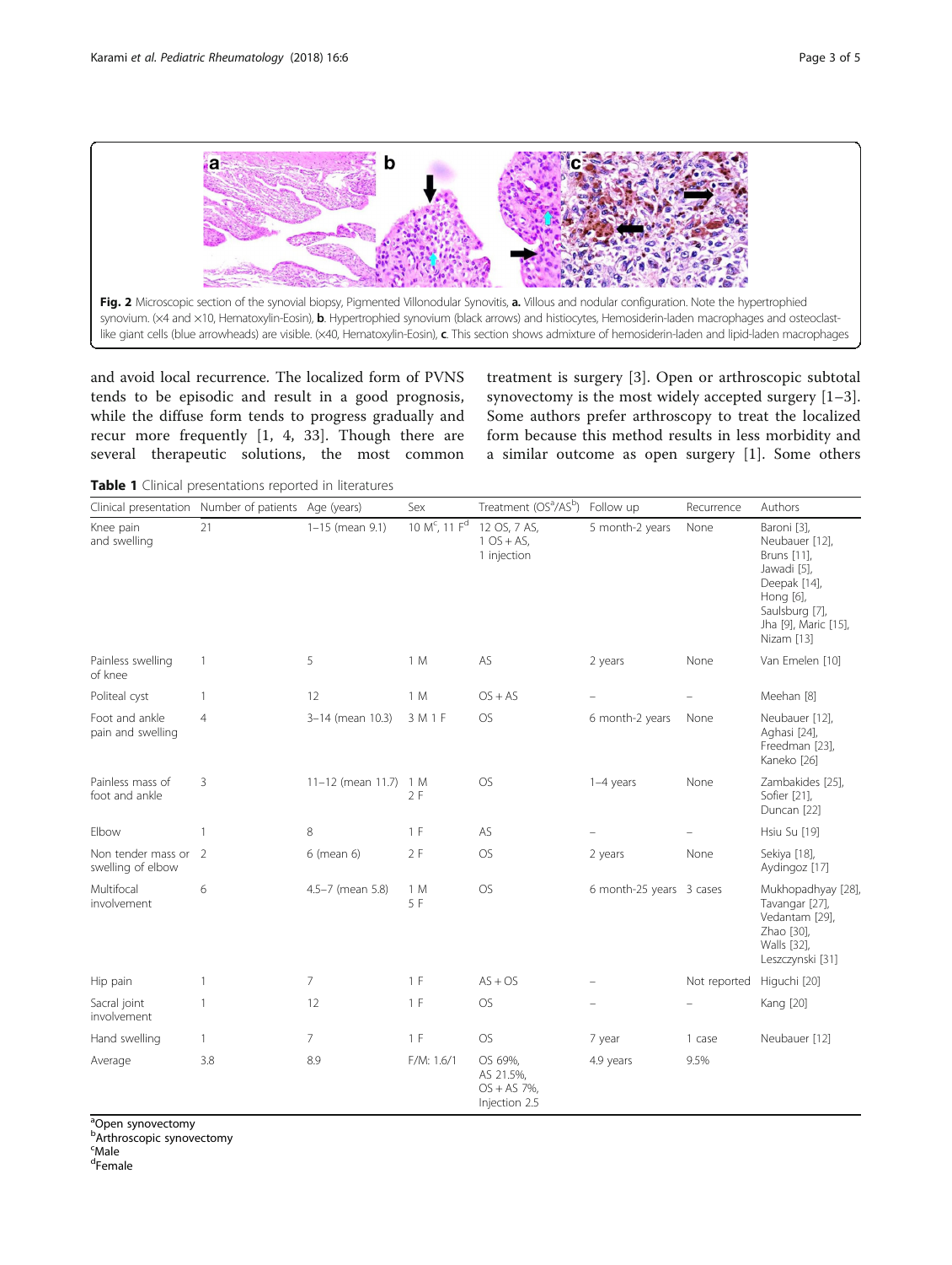Fig. 2 Microscopic section of the synovial biopsy, Pigmented Villonodular Synovitis, **a.** Villous and nodular configuration. Note the hypertrophied synovium. (×4 and ×10, Hematoxylin-Eosin), **b**. Hypertrophied synovium (black arrows) and histiocytes, Hemosiderin-laden macrophages and osteoclast-like giant cells (blue arrowheads) are visible. (×40, Hematoxylin-Eosin), **c**. This section shows admixture of hemosiderin-laden and lipid-laden macrophages

and avoid local recurrence. The localized form of PVNS tends to be episodic and result in a good prognosis, while the diffuse form tends to progress gradually and recur more frequently [1, 4, 33]. Though there are several therapeutic solutions, the most common treatment is surgery [3]. Open or arthroscopic subtotal synovectomy is the most widely accepted surgery [1–3]. Some authors prefer arthroscopy to treat the localized form because this method results in less morbidity and a similar outcome as open surgery [1]. Some others

**Table 1** Clinical presentations reported in literatures

| Clinical presentation | Number of patients | Age (years) | Sex | Treatment (OS[a]/AS[b]) | Follow up | Recurrence | Authors |
|---|---|---|---|---|---|---|---|
| Knee pain and swelling | 21 | 1–15 (mean 9.1) | 10 M[c], 11 F[d] | 12 OS, 7 AS, 1 OS + AS, 1 injection | 5 month-2 years | None | Baroni [3], Neubauer [12], Bruns [11], Jawadi [5], Deepak [14], Hong [6], Saulsburg [7], Jha [9], Maric [15], Nizam [13] |
| Painless swelling of knee | 1 | 5 | 1 M | AS | 2 years | None | Van Emelen [10] |
| Politeal cyst | 1 | 12 | 1 M | OS + AS | – | – | Meehan [8] |
| Foot and ankle pain and swelling | 4 | 3–14 (mean 10.3) | 3 M 1 F | OS | 6 month-2 years | None | Neubauer [12], Aghasi [24], Freedman [23], Kaneko [26] |
| Painless mass of foot and ankle | 3 | 11–12 (mean 11.7) | 1 M 2 F | OS | 1–4 years | None | Zambakides [25], Sofier [21], Duncan [22] |
| Elbow | 1 | 8 | 1 F | AS | – | – | Hsiu Su [19] |
| Non tender mass or swelling of elbow | 2 | 6 (mean 6) | 2 F | OS | 2 years | None | Sekiya [18], Aydingoz [17] |
| Multifocal involvement | 6 | 4.5–7 (mean 5.8) | 1 M 5 F | OS | 6 month-25 years | 3 cases | Mukhopadhyay [28], Tavangar [27], Vedantam [29], Zhao [30], Walls [32], Leszczynski [31] |
| Hip pain | 1 | 7 | 1 F | AS + OS | – | Not reported | Higuchi [20] |
| Sacral joint involvement | 1 | 12 | 1 F | OS | – | – | Kang [20] |
| Hand swelling | 1 | 7 | 1 F | OS | 7 year | 1 case | Neubauer [12] |
| Average | 3.8 | 8.9 | F/M: 1.6/1 | OS 69%, AS 21.5%, OS + AS 7%, Injection 2.5 | 4.9 years | 9.5% | |

[a]Open synovectomy
[b]Arthroscopic synovectomy
[c]Male
[d]Female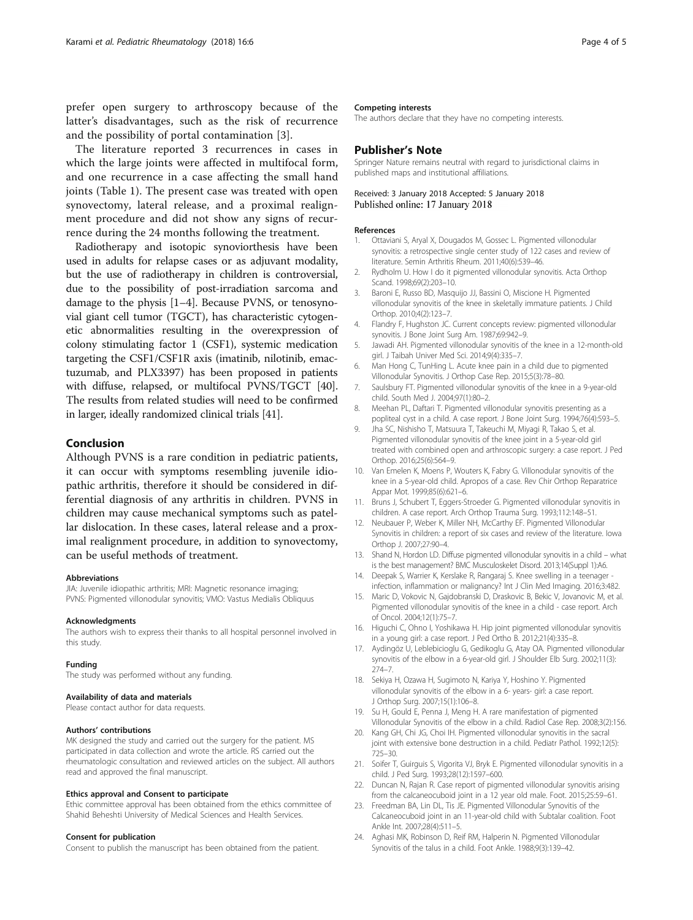prefer open surgery to arthroscopy because of the latter's disadvantages, such as the risk of recurrence and the possibility of portal contamination [3].

The literature reported 3 recurrences in cases in which the large joints were affected in multifocal form, and one recurrence in a case affecting the small hand joints (Table 1). The present case was treated with open synovectomy, lateral release, and a proximal realignment procedure and did not show any signs of recurrence during the 24 months following the treatment.

Radiotherapy and isotopic synoviorthesis have been used in adults for relapse cases or as adjuvant modality, but the use of radiotherapy in children is controversial, due to the possibility of post-irradiation sarcoma and damage to the physis [1–4]. Because PVNS, or tenosynovial giant cell tumor (TGCT), has characteristic cytogenetic abnormalities resulting in the overexpression of colony stimulating factor 1 (CSF1), systemic medication targeting the CSF1/CSF1R axis (imatinib, nilotinib, emactuzumab, and PLX3397) has been proposed in patients with diffuse, relapsed, or multifocal PVNS/TGCT [40]. The results from related studies will need to be confirmed in larger, ideally randomized clinical trials [41].

## Conclusion

Although PVNS is a rare condition in pediatric patients, it can occur with symptoms resembling juvenile idiopathic arthritis, therefore it should be considered in differential diagnosis of any arthritis in children. PVNS in children may cause mechanical symptoms such as patellar dislocation. In these cases, lateral release and a proximal realignment procedure, in addition to synovectomy, can be useful methods of treatment.

#### Abbreviations

JIA: Juvenile idiopathic arthritis; MRI: Magnetic resonance imaging; PVNS: Pigmented villonodular synovitis; VMO: Vastus Medialis Obliquus

#### Acknowledgments

The authors wish to express their thanks to all hospital personnel involved in this study.

#### Funding

The study was performed without any funding.

#### Availability of data and materials

Please contact author for data requests.

#### Authors' contributions

MK designed the study and carried out the surgery for the patient. MS participated in data collection and wrote the article. RS carried out the rheumatologic consultation and reviewed articles on the subject. All authors read and approved the final manuscript.

#### Ethics approval and Consent to participate

Ethic committee approval has been obtained from the ethics committee of Shahid Beheshti University of Medical Sciences and Health Services.

#### Consent for publication

Consent to publish the manuscript has been obtained from the patient.

#### Competing interests

The authors declare that they have no competing interests.

## Publisher's Note

Springer Nature remains neutral with regard to jurisdictional claims in published maps and institutional affiliations.

Received: 3 January 2018 Accepted: 5 January 2018
Published online: 17 January 2018

#### References

1. Ottaviani S, Aryal X, Dougados M, Gossec L. Pigmented villonodular synovitis: a retrospective single center study of 122 cases and review of literature. Semin Arthritis Rheum. 2011;40(6):539–46.
2. Rydholm U. How I do it pigmented villonodular synovitis. Acta Orthop Scand. 1998;69(2):203–10.
3. Baroni E, Russo BD, Masquijo JJ, Bassini O, Miscione H. Pigmented villonodular synovitis of the knee in skeletally immature patients. J Child Orthop. 2010;4(2):123–7.
4. Flandry F, Hughston JC. Current concepts review: pigmented villonodular synovitis. J Bone Joint Surg Am. 1987;69:942–9.
5. Jawadi AH. Pigmented villonodular synovitis of the knee in a 12-month-old girl. J Taibah Univer Med Sci. 2014;9(4):335–7.
6. Man Hong C, TunHing L. Acute knee pain in a child due to pigmented Villonodular Synovitis. J Orthop Case Rep. 2015;5(3):78–80.
7. Saulsbury FT. Pigmented villonodular synovitis of the knee in a 9-year-old child. South Med J. 2004;97(1):80–2.
8. Meehan PL, Daftari T. Pigmented villonodular synovitis presenting as a popliteal cyst in a child. A case report. J Bone Joint Surg. 1994;76(4):593–5.
9. Jha SC, Nishisho T, Matsuura T, Takeuchi M, Miyagi R, Takao S, et al. Pigmented villonodular synovitis of the knee joint in a 5-year-old girl treated with combined open and arthroscopic surgery: a case report. J Ped Orthop. 2016;25(6):564–9.
10. Van Emelen K, Moens P, Wouters K, Fabry G. Villonodular synovitis of the knee in a 5-year-old child. Apropos of a case. Rev Chir Orthop Reparatrice Appar Mot. 1999;85(6):621–6.
11. Bruns J, Schubert T, Eggers-Stroeder G. Pigmented villonodular synovitis in children. A case report. Arch Orthop Trauma Surg. 1993;112:148–51.
12. Neubauer P, Weber K, Miller NH, McCarthy EF. Pigmented Villonodular Synovitis in children: a report of six cases and review of the literature. Iowa Orthop J. 2007;27:90–4.
13. Shand N, Hordon LD. Diffuse pigmented villonodular synovitis in a child – what is the best management? BMC Musculoskelet Disord. 2013;14(Suppl 1):A6.
14. Deepak S, Warrier K, Kerslake R, Rangaraj S. Knee swelling in a teenager - infection, inflammation or malignancy? Int J Clin Med Imaging. 2016;3:482.
15. Maric D, Vokovic N, Gajdobranski D, Draskovic B, Bekic V, Jovanovic M, et al. Pigmented villonodular synovitis of the knee in a child - case report. Arch of Oncol. 2004;12(1):75–7.
16. Higuchi C, Ohno I, Yoshikawa H. Hip joint pigmented villonodular synovitis in a young girl: a case report. J Ped Ortho B. 2012;21(4):335–8.
17. Aydingöz U, Leblebicioglu G, Gedikoglu G, Atay OA. Pigmented villonodular synovitis of the elbow in a 6-year-old girl. J Shoulder Elb Surg. 2002;11(3): 274–7.
18. Sekiya H, Ozawa H, Sugimoto N, Kariya Y, Hoshino Y. Pigmented villonodular synovitis of the elbow in a 6- years- girl: a case report. J Orthop Surg. 2007;15(1):106–8.
19. Su H, Gould E, Penna J, Meng H. A rare manifestation of pigmented Villonodular Synovitis of the elbow in a child. Radiol Case Rep. 2008;3(2):156.
20. Kang GH, Chi JG, Choi IH. Pigmented villonodular synovitis in the sacral joint with extensive bone destruction in a child. Pediatr Pathol. 1992;12(5): 725–30.
21. Soifer T, Guirguis S, Vigorita VJ, Bryk E. Pigmented villonodular synovitis in a child. J Ped Surg. 1993;28(12):1597–600.
22. Duncan N, Rajan R. Case report of pigmented villonodular synovitis arising from the calcaneocuboid joint in a 12 year old male. Foot. 2015;25:59–61.
23. Freedman BA, Lin DL, Tis JE. Pigmented Villonodular Synovitis of the Calcaneocuboid joint in an 11-year-old child with Subtalar coalition. Foot Ankle Int. 2007;28(4):511–5.
24. Aghasi MK, Robinson D, Reif RM, Halperin N. Pigmented Villonodular Synovitis of the talus in a child. Foot Ankle. 1988;9(3):139–42.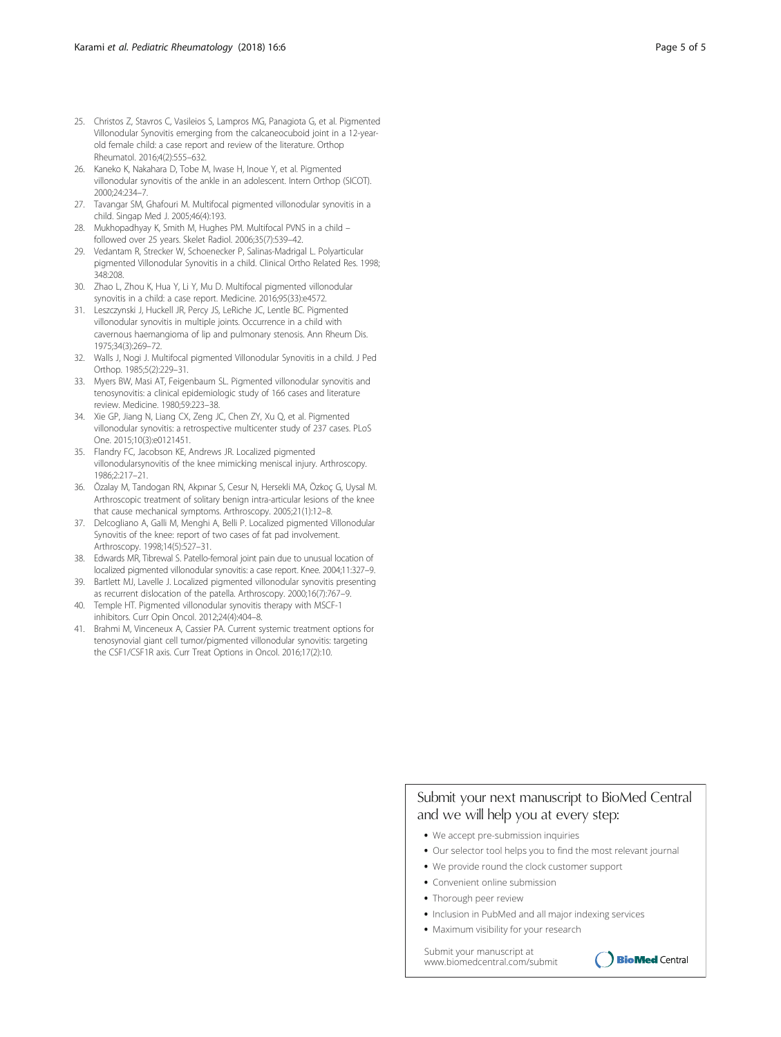25. Christos Z, Stavros C, Vasileios S, Lampros MG, Panagiota G, et al. Pigmented Villonodular Synovitis emerging from the calcaneocuboid joint in a 12-year-old female child: a case report and review of the literature. Orthop Rheumatol. 2016;4(2):555–632.
26. Kaneko K, Nakahara D, Tobe M, Iwase H, Inoue Y, et al. Pigmented villonodular synovitis of the ankle in an adolescent. Intern Orthop (SICOT). 2000;24:234–7.
27. Tavangar SM, Ghafouri M. Multifocal pigmented villonodular synovitis in a child. Singap Med J. 2005;46(4):193.
28. Mukhopadhyay K, Smith M, Hughes PM. Multifocal PVNS in a child – followed over 25 years. Skelet Radiol. 2006;35(7):539–42.
29. Vedantam R, Strecker W, Schoenecker P, Salinas-Madrigal L. Polyarticular pigmented Villonodular Synovitis in a child. Clinical Ortho Related Res. 1998;348:208.
30. Zhao L, Zhou K, Hua Y, Li Y, Mu D. Multifocal pigmented villonodular synovitis in a child: a case report. Medicine. 2016;95(33):e4572.
31. Leszczynski J, Huckell JR, Percy JS, LeRiche JC, Lentle BC. Pigmented villonodular synovitis in multiple joints. Occurrence in a child with cavernous haemangioma of lip and pulmonary stenosis. Ann Rheum Dis. 1975;34(3):269–72.
32. Walls J, Nogi J. Multifocal pigmented Villonodular Synovitis in a child. J Ped Orthop. 1985;5(2):229–31.
33. Myers BW, Masi AT, Feigenbaum SL. Pigmented villonodular synovitis and tenosynovitis: a clinical epidemiologic study of 166 cases and literature review. Medicine. 1980;59:223–38.
34. Xie GP, Jiang N, Liang CX, Zeng JC, Chen ZY, Xu Q, et al. Pigmented villonodular synovitis: a retrospective multicenter study of 237 cases. PLoS One. 2015;10(3):e0121451.
35. Flandry FC, Jacobson KE, Andrews JR. Localized pigmented villonodularsynovitis of the knee mimicking meniscal injury. Arthroscopy. 1986;2:217–21.
36. Özalay M, Tandogan RN, Akpınar S, Cesur N, Hersekli MA, Özkoç G, Uysal M. Arthroscopic treatment of solitary benign intra-articular lesions of the knee that cause mechanical symptoms. Arthroscopy. 2005;21(1):12–8.
37. Delcogliano A, Galli M, Menghi A, Belli P. Localized pigmented Villonodular Synovitis of the knee: report of two cases of fat pad involvement. Arthroscopy. 1998;14(5):527–31.
38. Edwards MR, Tibrewal S. Patello-femoral joint pain due to unusual location of localized pigmented villonodular synovitis: a case report. Knee. 2004;11:327–9.
39. Bartlett MJ, Lavelle J. Localized pigmented villonodular synovitis presenting as recurrent dislocation of the patella. Arthroscopy. 2000;16(7):767–9.
40. Temple HT. Pigmented villonodular synovitis therapy with MSCF-1 inhibitors. Curr Opin Oncol. 2012;24(4):404–8.
41. Brahmi M, Vinceneux A, Cassier PA. Current systemic treatment options for tenosynovial giant cell tumor/pigmented villonodular synovitis: targeting the CSF1/CSF1R axis. Curr Treat Options in Oncol. 2016;17(2):10.

Submit your next manuscript to BioMed Central and we will help you at every step:

- We accept pre-submission inquiries
- Our selector tool helps you to find the most relevant journal
- We provide round the clock customer support
- Convenient online submission
- Thorough peer review
- Inclusion in PubMed and all major indexing services
- Maximum visibility for your research

Submit your manuscript at www.biomedcentral.com/submit

BioMed Central